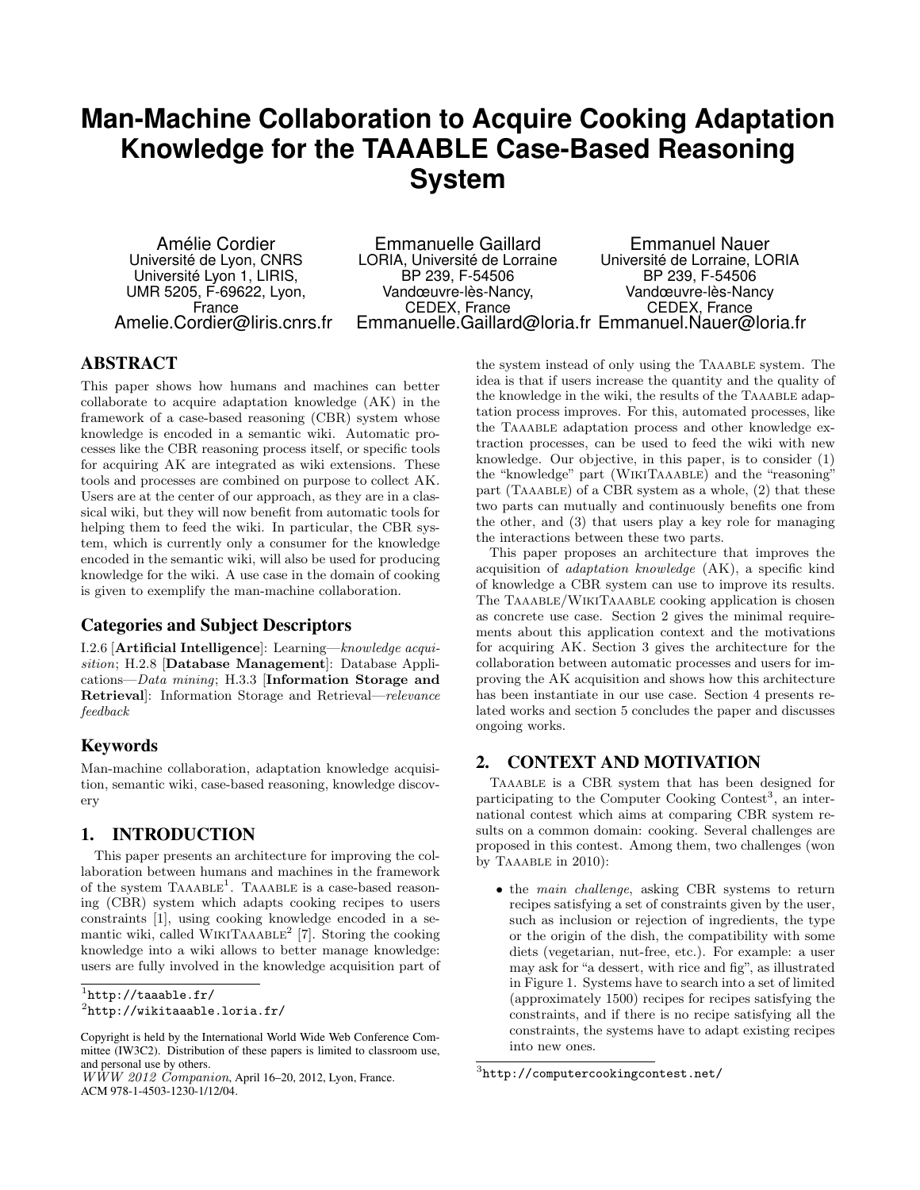# Man-Machine Collaboration to Acquire Cooking Adaptation Knowledge for the TAAABLE Case-Based Reasoning System

Amélie Cordier
Université de Lyon, CNRS
Université Lyon 1, LIRIS,
UMR 5205, F-69622, Lyon,
France
Amelie.Cordier@liris.cnrs.fr

Emmanuelle Gaillard
LORIA, Université de Lorraine
BP 239, F-54506
Vandœuvre-lès-Nancy,
CEDEX, France
Emmanuelle.Gaillard@loria.fr

Emmanuel Nauer
Université de Lorraine, LORIA
BP 239, F-54506
Vandœuvre-lès-Nancy
CEDEX, France
Emmanuel.Nauer@loria.fr

## ABSTRACT

This paper shows how humans and machines can better collaborate to acquire adaptation knowledge (AK) in the framework of a case-based reasoning (CBR) system whose knowledge is encoded in a semantic wiki. Automatic processes like the CBR reasoning process itself, or specific tools for acquiring AK are integrated as wiki extensions. These tools and processes are combined on purpose to collect AK. Users are at the center of our approach, as they are in a classical wiki, but they will now benefit from automatic tools for helping them to feed the wiki. In particular, the CBR system, which is currently only a consumer for the knowledge encoded in the semantic wiki, will also be used for producing knowledge for the wiki. A use case in the domain of cooking is given to exemplify the man-machine collaboration.

### Categories and Subject Descriptors

I.2.6 [**Artificial Intelligence**]: Learning—*knowledge acquisition*; H.2.8 [**Database Management**]: Database Applications—*Data mining*; H.3.3 [**Information Storage and Retrieval**]: Information Storage and Retrieval—*relevance feedback*

### Keywords

Man-machine collaboration, adaptation knowledge acquisition, semantic wiki, case-based reasoning, knowledge discovery

## 1. INTRODUCTION

This paper presents an architecture for improving the collaboration between humans and machines in the framework of the system TAAABLE[1]. TAAABLE is a case-based reasoning (CBR) system which adapts cooking recipes to users constraints [1], using cooking knowledge encoded in a semantic wiki, called WIKITAAABLE[2] [7]. Storing the cooking knowledge into a wiki allows to better manage knowledge: users are fully involved in the knowledge acquisition part of the system instead of only using the TAAABLE system. The idea is that if users increase the quantity and the quality of the knowledge in the wiki, the results of the TAAABLE adaptation process improves. For this, automated processes, like the TAAABLE adaptation process and other knowledge extraction processes, can be used to feed the wiki with new knowledge. Our objective, in this paper, is to consider (1) the "knowledge" part (WIKITAAABLE) and the "reasoning" part (TAAABLE) of a CBR system as a whole, (2) that these two parts can mutually and continuously benefits one from the other, and (3) that users play a key role for managing the interactions between these two parts.

This paper proposes an architecture that improves the acquisition of *adaptation knowledge* (AK), a specific kind of knowledge a CBR system can use to improve its results. The TAAABLE/WIKITAAABLE cooking application is chosen as concrete use case. Section 2 gives the minimal requirements about this application context and the motivations for acquiring AK. Section 3 gives the architecture for the collaboration between automatic processes and users for improving the AK acquisition and shows how this architecture has been instantiate in our use case. Section 4 presents related works and section 5 concludes the paper and discusses ongoing works.

## 2. CONTEXT AND MOTIVATION

TAAABLE is a CBR system that has been designed for participating to the Computer Cooking Contest[3], an international contest which aims at comparing CBR system results on a common domain: cooking. Several challenges are proposed in this contest. Among them, two challenges (won by TAAABLE in 2010):

- the *main challenge*, asking CBR systems to return recipes satisfying a set of constraints given by the user, such as inclusion or rejection of ingredients, the type or the origin of the dish, the compatibility with some diets (vegetarian, nut-free, etc.). For example: a user may ask for "a dessert, with rice and fig", as illustrated in Figure 1. Systems have to search into a set of limited (approximately 1500) recipes for recipes satisfying the constraints, and if there is no recipe satisfying all the constraints, the systems have to adapt existing recipes into new ones.

[1] http://taaable.fr/

[2] http://wikitaaable.loria.fr/

[3] http://computercookingcontest.net/

Copyright is held by the International World Wide Web Conference Committee (IW3C2). Distribution of these papers is limited to classroom use, and personal use by others.
*WWW 2012 Companion*, April 16–20, 2012, Lyon, France.
ACM 978-1-4503-1230-1/12/04.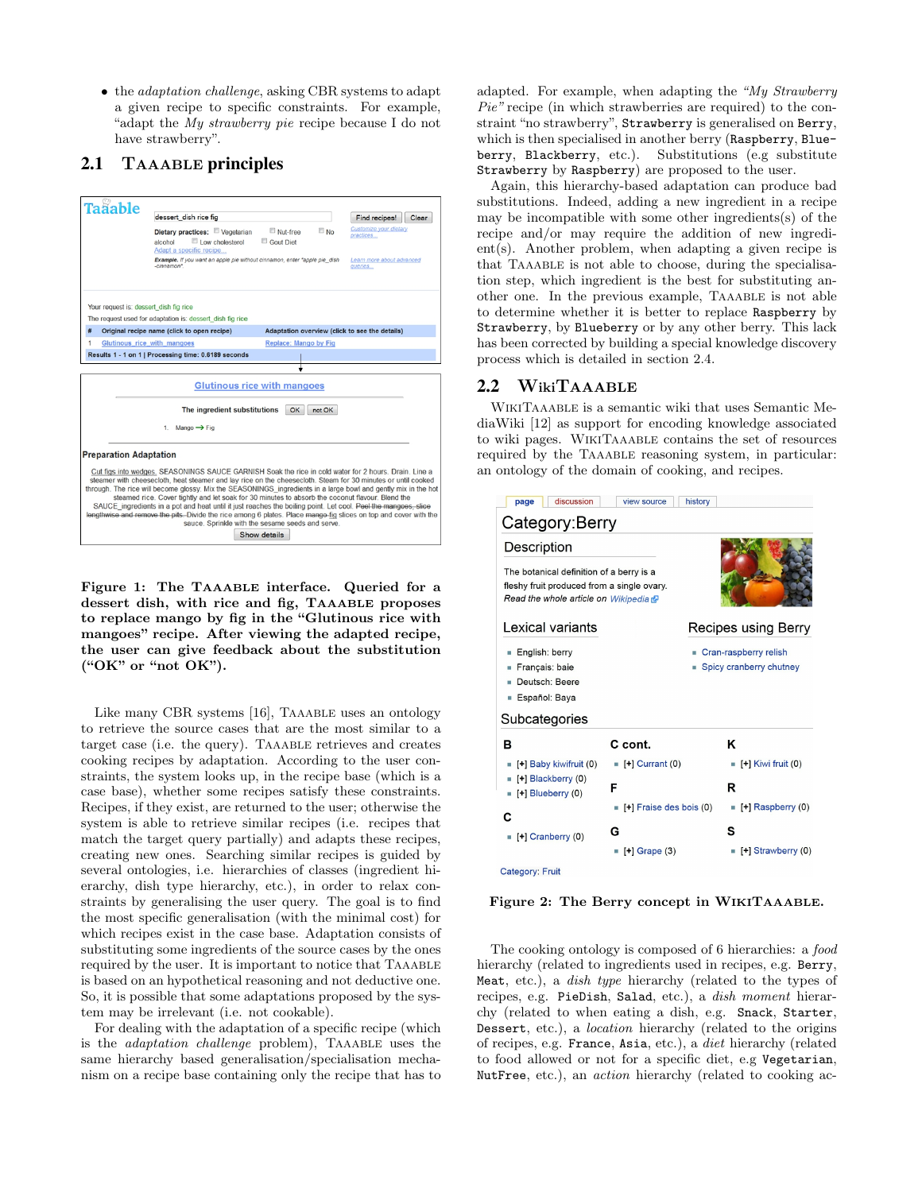- the *adaptation challenge*, asking CBR systems to adapt a given recipe to specific constraints. For example, "adapt the *My strawberry pie* recipe because I do not have strawberry".

## 2.1 TAAABLE principles

**Figure 1: The TAAABLE interface. Queried for a dessert dish, with rice and fig, TAAABLE proposes to replace mango by fig in the "Glutinous rice with mangoes" recipe. After viewing the adapted recipe, the user can give feedback about the substitution ("OK" or "not OK").**

Like many CBR systems [16], TAAABLE uses an ontology to retrieve the source cases that are the most similar to a target case (i.e. the query). TAAABLE retrieves and creates cooking recipes by adaptation. According to the user constraints, the system looks up, in the recipe base (which is a case base), whether some recipes satisfy these constraints. Recipes, if they exist, are returned to the user; otherwise the system is able to retrieve similar recipes (i.e. recipes that match the target query partially) and adapts these recipes, creating new ones. Searching similar recipes is guided by several ontologies, i.e. hierarchies of classes (ingredient hierarchy, dish type hierarchy, etc.), in order to relax constraints by generalising the user query. The goal is to find the most specific generalisation (with the minimal cost) for which recipes exist in the case base. Adaptation consists of substituting some ingredients of the source cases by the ones required by the user. It is important to notice that TAAABLE is based on an hypothetical reasoning and not deductive one. So, it is possible that some adaptations proposed by the system may be irrelevant (i.e. not cookable).

For dealing with the adaptation of a specific recipe (which is the *adaptation challenge* problem), TAAABLE uses the same hierarchy based generalisation/specialisation mechanism on a recipe base containing only the recipe that has to be adapted. For example, when adapting the *"My Strawberry Pie"* recipe (in which strawberries are required) to the constraint "no strawberry", `Strawberry` is generalised on `Berry`, which is then specialised in another berry (`Raspberry`, `Blueberry`, `Blackberry`, etc.). Substitutions (e.g substitute `Strawberry` by `Raspberry`) are proposed to the user.

Again, this hierarchy-based adaptation can produce bad substitutions. Indeed, adding a new ingredient in a recipe may be incompatible with some other ingredients(s) of the recipe and/or may require the addition of new ingredient(s). Another problem, when adapting a given recipe is that TAAABLE is not able to choose, during the specialisation step, which ingredient is the best for substituting another one. In the previous example, TAAABLE is not able to determine whether it is better to replace `Raspberry` by `Strawberry`, by `Blueberry` or by any other berry. This lack has been corrected by building a special knowledge discovery process which is detailed in section 2.4.

## 2.2 WIKITAAABLE

WIKITAAABLE is a semantic wiki that uses Semantic MediaWiki [12] as support for encoding knowledge associated to wiki pages. WIKITAAABLE contains the set of resources required by the TAAABLE reasoning system, in particular: an ontology of the domain of cooking, and recipes.

**Figure 2: The Berry concept in WIKITAAABLE.**

The cooking ontology is composed of 6 hierarchies: a *food* hierarchy (related to ingredients used in recipes, e.g. `Berry`, `Meat`, etc.), a *dish type* hierarchy (related to the types of recipes, e.g. `PieDish`, `Salad`, etc.), a *dish moment* hierarchy (related to when eating a dish, e.g. `Snack`, `Starter`, `Dessert`, etc.), a *location* hierarchy (related to the origins of recipes, e.g. `France`, `Asia`, etc.), a *diet* hierarchy (related to food allowed or not for a specific diet, e.g `Vegetarian`, `NutFree`, etc.), an *action* hierarchy (related to cooking ac-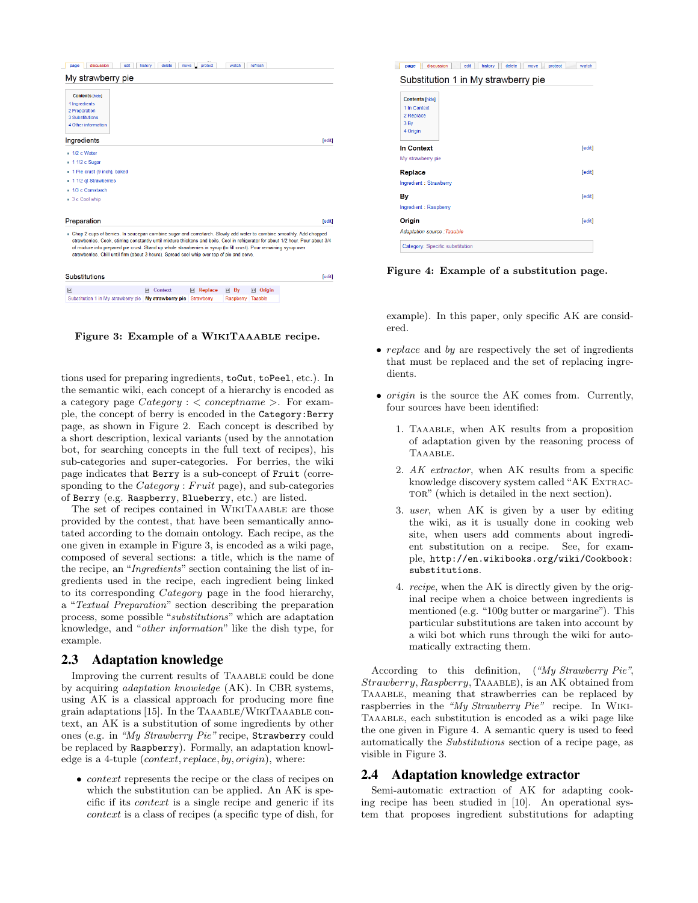My strawberry pie

Contents [hide]
1 Ingredients
2 Preparation
3 Substitutions
4 Other information

Ingredients [edit]

- 1/2 c Water
- 1 1/2 c Sugar
- 1 Pie crust (9 inch), baked
- 1 1/2 qt Strawberries
- 1/3 c Cornstarch
- 3 c Cool whip

Preparation [edit]

- Chop 2 cups of berries. In saucepan combine sugar and cornstarch. Slowly add water to combine smoothly. Add chopped strawberries. Cook, stirring constantly until mixture thickens and boils. Cool in refrigerator for about 1/2 hour. Pour about 3/4 of mixture into prepared pie crust. Stand up whole strawberries in syrup (to fill crust). Pour remaining syrup over strawberries. Chill until firm (about 3 hours). Spread cool whip over top of pie and serve.

Substitutions [edit]

| | Context | Replace | By | Origin |
|---|---|---|---|---|
| Substitution 1 in My strawberry pie | My strawberry pie | Strawberry | Raspberry | Taaable |

**Figure 3: Example of a WikiTaaable recipe.**

tions used for preparing ingredients, `toCut`, `toPeel`, etc.). In the semantic wiki, each concept of a hierarchy is encoded as a category page *Category* : < *conceptname* >. For example, the concept of berry is encoded in the `Category:Berry` page, as shown in Figure 2. Each concept is described by a short description, lexical variants (used by the annotation bot, for searching concepts in the full text of recipes), his sub-categories and super-categories. For berries, the wiki page indicates that `Berry` is a sub-concept of `Fruit` (corresponding to the *Category* : *Fruit* page), and sub-categories of `Berry` (e.g. `Raspberry`, `Blueberry`, etc.) are listed.

The set of recipes contained in WikiTaaable are those provided by the contest, that have been semantically annotated according to the domain ontology. Each recipe, as the one given in example in Figure 3, is encoded as a wiki page, composed of several sections: a title, which is the name of the recipe, an "*Ingredients*" section containing the list of ingredients used in the recipe, each ingredient being linked to its corresponding *Category* page in the food hierarchy, a "*Textual Preparation*" section describing the preparation process, some possible "*substitutions*" which are adaptation knowledge, and "*other information*" like the dish type, for example.

## 2.3 Adaptation knowledge

Improving the current results of Taaable could be done by acquiring *adaptation knowledge* (AK). In CBR systems, using AK is a classical approach for producing more fine grain adaptations [15]. In the Taaable/WikiTaaable context, an AK is a substitution of some ingredients by other ones (e.g. in *"My Strawberry Pie"* recipe, `Strawberry` could be replaced by `Raspberry`). Formally, an adaptation knowledge is a 4-tuple ($context, replace, by, origin$), where:

- *context* represents the recipe or the class of recipes on which the substitution can be applied. An AK is specific if its *context* is a single recipe and generic if its *context* is a class of recipes (a specific type of dish, for example). In this paper, only specific AK are considered.
- *replace* and *by* are respectively the set of ingredients that must be replaced and the set of replacing ingredients.
- *origin* is the source the AK comes from. Currently, four sources have been identified:
  1. Taaable, when AK results from a proposition of adaptation given by the reasoning process of Taaable.
  2. *AK extractor*, when AK results from a specific knowledge discovery system called "AK Extractor" (which is detailed in the next section).
  3. *user*, when AK is given by a user by editing the wiki, as it is usually done in cooking web site, when users add comments about ingredient substitution on a recipe. See, for example, `http://en.wikibooks.org/wiki/Cookbook:substitutions`.
  4. *recipe*, when the AK is directly given by the original recipe when a choice between ingredients is mentioned (e.g. "100g butter or margarine"). This particular substitutions are taken into account by a wiki bot which runs through the wiki for automatically extracting them.

Substitution 1 in My strawberry pie

Contents [hide]
1 In Context
2 Replace
3 By
4 Origin

**In Context** [edit]
My strawberry pie

**Replace** [edit]
Ingredient : Strawberry

**By** [edit]
Ingredient : Raspberry

**Origin** [edit]
*Adaptation source : Taaable*

Category: Specific substitution

**Figure 4: Example of a substitution page.**

According to this definition, (*"My Strawberry Pie"*, *Strawberry*, *Raspberry*, Taaable), is an AK obtained from Taaable, meaning that strawberries can be replaced by raspberries in the *"My Strawberry Pie"* recipe. In WikiTaaable, each substitution is encoded as a wiki page like the one given in Figure 4. A semantic query is used to feed automatically the *Substitutions* section of a recipe page, as visible in Figure 3.

## 2.4 Adaptation knowledge extractor

Semi-automatic extraction of AK for adapting cooking recipe has been studied in [10]. An operational system that proposes ingredient substitutions for adapting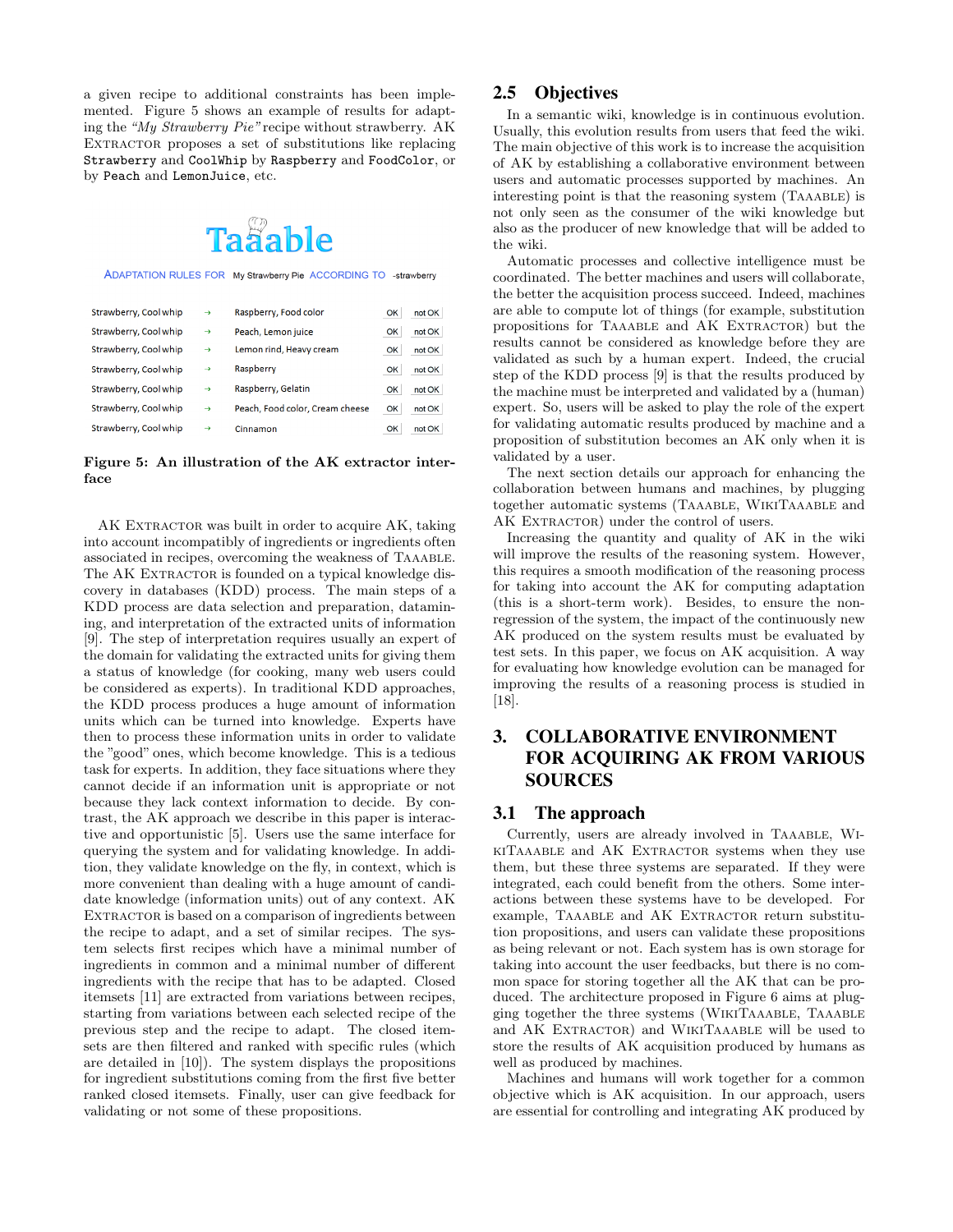a given recipe to additional constraints has been implemented. Figure 5 shows an example of results for adapting the *"My Strawberry Pie"* recipe without strawberry. AK Extractor proposes a set of substitutions like replacing `Strawberry` and `CoolWhip` by `Raspberry` and `FoodColor`, or by `Peach` and `LemonJuice`, etc.

Taaable

ADAPTATION RULES FOR My Strawberry Pie ACCORDING TO -strawberry

| | | | | |
|---|---|---|---|---|
| Strawberry, Cool whip | → | Raspberry, Food color | OK | not OK |
| Strawberry, Cool whip | → | Peach, Lemon juice | OK | not OK |
| Strawberry, Cool whip | → | Lemon rind, Heavy cream | OK | not OK |
| Strawberry, Cool whip | → | Raspberry | OK | not OK |
| Strawberry, Cool whip | → | Raspberry, Gelatin | OK | not OK |
| Strawberry, Cool whip | → | Peach, Food color, Cream cheese | OK | not OK |
| Strawberry, Cool whip | → | Cinnamon | OK | not OK |

**Figure 5: An illustration of the AK extractor interface**

AK Extractor was built in order to acquire AK, taking into account incompatibly of ingredients or ingredients often associated in recipes, overcoming the weakness of Taaable. The AK Extractor is founded on a typical knowledge discovery in databases (KDD) process. The main steps of a KDD process are data selection and preparation, datamining, and interpretation of the extracted units of information [9]. The step of interpretation requires usually an expert of the domain for validating the extracted units for giving them a status of knowledge (for cooking, many web users could be considered as experts). In traditional KDD approaches, the KDD process produces a huge amount of information units which can be turned into knowledge. Experts have then to process these information units in order to validate the "good" ones, which become knowledge. This is a tedious task for experts. In addition, they face situations where they cannot decide if an information unit is appropriate or not because they lack context information to decide. By contrast, the AK approach we describe in this paper is interactive and opportunistic [5]. Users use the same interface for querying the system and for validating knowledge. In addition, they validate knowledge on the fly, in context, which is more convenient than dealing with a huge amount of candidate knowledge (information units) out of any context. AK Extractor is based on a comparison of ingredients between the recipe to adapt, and a set of similar recipes. The system selects first recipes which have a minimal number of ingredients in common and a minimal number of different ingredients with the recipe that has to be adapted. Closed itemsets [11] are extracted from variations between recipes, starting from variations between each selected recipe of the previous step and the recipe to adapt. The closed itemsets are then filtered and ranked with specific rules (which are detailed in [10]). The system displays the propositions for ingredient substitutions coming from the first five better ranked closed itemsets. Finally, user can give feedback for validating or not some of these propositions.

## 2.5 Objectives

In a semantic wiki, knowledge is in continuous evolution. Usually, this evolution results from users that feed the wiki. The main objective of this work is to increase the acquisition of AK by establishing a collaborative environment between users and automatic processes supported by machines. An interesting point is that the reasoning system (Taaable) is not only seen as the consumer of the wiki knowledge but also as the producer of new knowledge that will be added to the wiki.

Automatic processes and collective intelligence must be coordinated. The better machines and users will collaborate, the better the acquisition process succeed. Indeed, machines are able to compute lot of things (for example, substitution propositions for Taaable and AK Extractor) but the results cannot be considered as knowledge before they are validated as such by a human expert. Indeed, the crucial step of the KDD process [9] is that the results produced by the machine must be interpreted and validated by a (human) expert. So, users will be asked to play the role of the expert for validating automatic results produced by machine and a proposition of substitution becomes an AK only when it is validated by a user.

The next section details our approach for enhancing the collaboration between humans and machines, by plugging together automatic systems (Taaable, WikiTaaable and AK Extractor) under the control of users.

Increasing the quantity and quality of AK in the wiki will improve the results of the reasoning system. However, this requires a smooth modification of the reasoning process for taking into account the AK for computing adaptation (this is a short-term work). Besides, to ensure the non-regression of the system, the impact of the continuously new AK produced on the system results must be evaluated by test sets. In this paper, we focus on AK acquisition. A way for evaluating how knowledge evolution can be managed for improving the results of a reasoning process is studied in [18].

# 3. COLLABORATIVE ENVIRONMENT FOR ACQUIRING AK FROM VARIOUS SOURCES

## 3.1 The approach

Currently, users are already involved in Taaable, WikiTaaable and AK Extractor systems when they use them, but these three systems are separated. If they were integrated, each could benefit from the others. Some interactions between these systems have to be developed. For example, Taaable and AK Extractor return substitution propositions, and users can validate these propositions as being relevant or not. Each system has is own storage for taking into account the user feedbacks, but there is no common space for storing together all the AK that can be produced. The architecture proposed in Figure 6 aims at plugging together the three systems (WikiTaaable, Taaable and AK Extractor) and WikiTaaable will be used to store the results of AK acquisition produced by humans as well as produced by machines.

Machines and humans will work together for a common objective which is AK acquisition. In our approach, users are essential for controlling and integrating AK produced by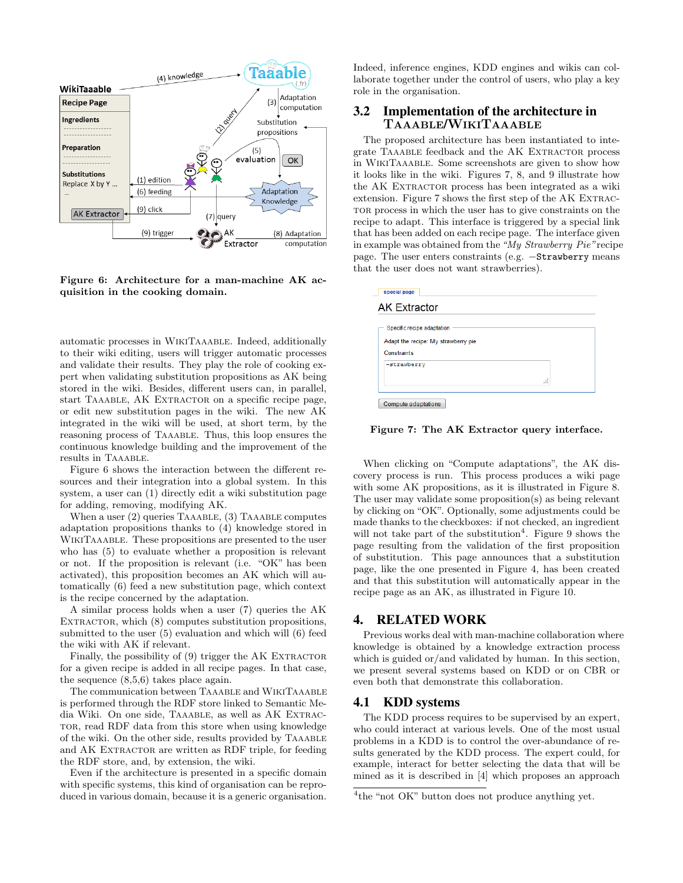**Figure 6: Architecture for a man-machine AK acquisition in the cooking domain.**

automatic processes in WikiTaaable. Indeed, additionally to their wiki editing, users will trigger automatic processes and validate their results. They play the role of cooking expert when validating substitution propositions as AK being stored in the wiki. Besides, different users can, in parallel, start Taaable, AK Extractor on a specific recipe page, or edit new substitution pages in the wiki. The new AK integrated in the wiki will be used, at short term, by the reasoning process of Taaable. Thus, this loop ensures the continuous knowledge building and the improvement of the results in Taaable.

Figure 6 shows the interaction between the different resources and their integration into a global system. In this system, a user can (1) directly edit a wiki substitution page for adding, removing, modifying AK.

When a user (2) queries Taaable, (3) Taaable computes adaptation propositions thanks to (4) knowledge stored in WikiTaaable. These propositions are presented to the user who has (5) to evaluate whether a proposition is relevant or not. If the proposition is relevant (i.e. "OK" has been activated), this proposition becomes an AK which will automatically (6) feed a new substitution page, which context is the recipe concerned by the adaptation.

A similar process holds when a user (7) queries the AK Extractor, which (8) computes substitution propositions, submitted to the user (5) evaluation and which will (6) feed the wiki with AK if relevant.

Finally, the possibility of (9) trigger the AK Extractor for a given recipe is added in all recipe pages. In that case, the sequence (8,5,6) takes place again.

The communication between Taaable and WikiTaaable is performed through the RDF store linked to Semantic Media Wiki. On one side, Taaable, as well as AK Extractor, read RDF data from this store when using knowledge of the wiki. On the other side, results provided by Taaable and AK Extractor are written as RDF triple, for feeding the RDF store, and, by extension, the wiki.

Even if the architecture is presented in a specific domain with specific systems, this kind of organisation can be reproduced in various domain, because it is a generic organisation. Indeed, inference engines, KDD engines and wikis can collaborate together under the control of users, who play a key role in the organisation.

## 3.2 Implementation of the architecture in Taaable/WikiTaaable

The proposed architecture has been instantiated to integrate Taaable feedback and the AK Extractor process in WikiTaaable. Some screenshots are given to show how it looks like in the wiki. Figures 7, 8, and 9 illustrate how the AK Extractor process has been integrated as a wiki extension. Figure 7 shows the first step of the AK Extractor process in which the user has to give constraints on the recipe to adapt. This interface is triggered by a special link that has been added on each recipe page. The interface given in example was obtained from the *"My Strawberry Pie"* recipe page. The user enters constraints (e.g. −`Strawberry` means that the user does not want strawberries).

**Figure 7: The AK Extractor query interface.**

When clicking on "Compute adaptations", the AK discovery process is run. This process produces a wiki page with some AK propositions, as it is illustrated in Figure 8. The user may validate some proposition(s) as being relevant by clicking on "OK". Optionally, some adjustments could be made thanks to the checkboxes: if not checked, an ingredient will not take part of the substitution[4]. Figure 9 shows the page resulting from the validation of the first proposition of substitution. This page announces that a substitution page, like the one presented in Figure 4, has been created and that this substitution will automatically appear in the recipe page as an AK, as illustrated in Figure 10.

# 4. RELATED WORK

Previous works deal with man-machine collaboration where knowledge is obtained by a knowledge extraction process which is guided or/and validated by human. In this section, we present several systems based on KDD or on CBR or even both that demonstrate this collaboration.

## 4.1 KDD systems

The KDD process requires to be supervised by an expert, who could interact at various levels. One of the most usual problems in a KDD is to control the over-abundance of results generated by the KDD process. The expert could, for example, interact for better selecting the data that will be mined as it is described in [4] which proposes an approach

[4]the "not OK" button does not produce anything yet.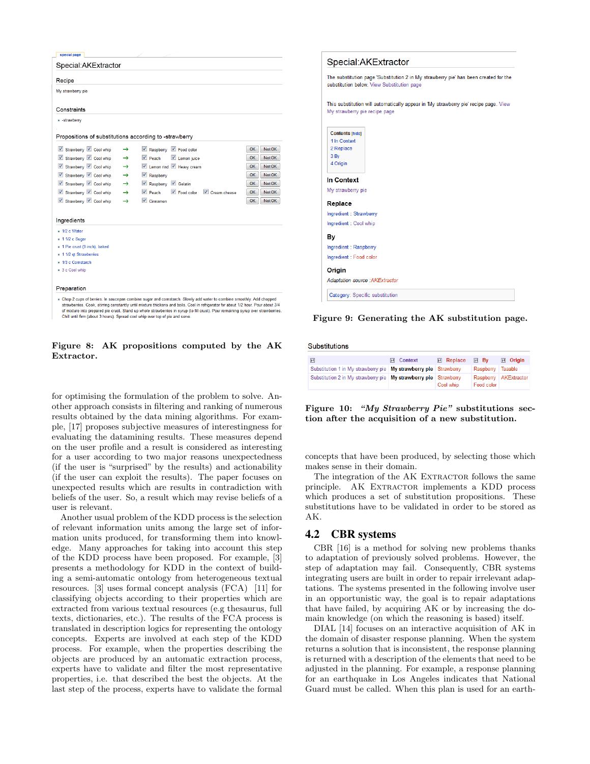Special:AKExtractor

Recipe

My strawberry pie

Constraints

- -strawberry

Propositions of substitutions according to -strawberry

| | | | | | | | | |
|---|---|---|---|---|---|---|---|---|
| Strawberry | Cool whip | → | Raspberry | Food color | | OK | Not OK |
| Strawberry | Cool whip | → | Peach | Lemon juice | | OK | Not OK |
| Strawberry | Cool whip | → | Lemon rind | Heavy cream | | OK | Not OK |
| Strawberry | Cool whip | → | Raspberry | | | OK | Not OK |
| Strawberry | Cool whip | → | Raspberry | Gelatin | | OK | Not OK |
| Strawberry | Cool whip | → | Peach | Food color | Cream cheese | OK | Not OK |
| Strawberry | Cool whip | → | Cinnamon | | | OK | Not OK |

Ingredients

- 1/2 c Water
- 1 1/2 c Sugar
- 1 Pie crust (9 inch), baked
- 1 1/2 qt Strawberries
- 1/3 c Cornstarch
- 3 c Cool whip

Preparation

- Chop 2 cups of berries. In saucepan combine sugar and cornstarch. Slowly add water to combine smoothly. Add chopped strawberries. Cook, stirring constantly until mixture thickens and boils. Cool in refrigerator for about 1/2 hour. Pour about 3/4 of mixture into prepared pie crust. Stand up whole strawberries in syrup (to fill crust). Pour remaining syrup over strawberries. Chill until firm (about 3 hours). Spread cool whip over top of pie and serve.

**Figure 8: AK propositions computed by the AK Extractor.**

Special:AKExtractor

The substitution page 'Substitution 2 in My strawberry pie' has been created for the substitution below. View Substitution page

This substitution will automatically appear in 'My strawberry pie' recipe page. View My strawberry pie recipe page

Contents [hide]
1 In Context
2 Replace
3 By
4 Origin

In Context

My strawberry pie

Replace

Ingredient : Strawberry
Ingredient : Cool whip

By

Ingredient : Raspberry
Ingredient : Food color

Origin

*Adaptation source :AKExtractor*

Category: Specific substitution

**Figure 9: Generating the AK substitution page.**

Substitutions

| | Context | Replace | By | Origin |
|---|---|---|---|---|
| Substitution 1 in My strawberry pie | My strawberry pie | Strawberry | Raspberry | Taaable |
| Substitution 2 in My strawberry pie | My strawberry pie | Strawberry Cool whip | Raspberry Food color | AKExtractor |

**Figure 10: *"My Strawberry Pie"* substitutions section after the acquisition of a new substitution.**

for optimising the formulation of the problem to solve. Another approach consists in filtering and ranking of numerous results obtained by the data mining algorithms. For example, [17] proposes subjective measures of interestingness for evaluating the datamining results. These measures depend on the user profile and a result is considered as interesting for a user according to two major reasons unexpectedness (if the user is "surprised" by the results) and actionability (if the user can exploit the results). The paper focuses on unexpected results which are results in contradiction with beliefs of the user. So, a result which may revise beliefs of a user is relevant.

Another usual problem of the KDD process is the selection of relevant information units among the large set of information units produced, for transforming them into knowledge. Many approaches for taking into account this step of the KDD process have been proposed. For example, [3] presents a methodology for KDD in the context of building a semi-automatic ontology from heterogeneous textual resources. [3] uses formal concept analysis (FCA) [11] for classifying objects according to their properties which are extracted from various textual resources (e.g thesaurus, full texts, dictionaries, etc.). The results of the FCA process is translated in description logics for representing the ontology concepts. Experts are involved at each step of the KDD process. For example, when the properties describing the objects are produced by an automatic extraction process, experts have to validate and filter the most representative properties, i.e. that described the best the objects. At the last step of the process, experts have to validate the formal concepts that have been produced, by selecting those which makes sense in their domain.

The integration of the AK Extractor follows the same principle. AK Extractor implements a KDD process which produces a set of substitution propositions. These substitutions have to be validated in order to be stored as AK.

## 4.2 CBR systems

CBR [16] is a method for solving new problems thanks to adaptation of previously solved problems. However, the step of adaptation may fail. Consequently, CBR systems integrating users are built in order to repair irrelevant adaptations. The systems presented in the following involve user in an opportunistic way, the goal is to repair adaptations that have failed, by acquiring AK or by increasing the domain knowledge (on which the reasoning is based) itself.

DIAL [14] focuses on an interactive acquisition of AK in the domain of disaster response planning. When the system returns a solution that is inconsistent, the response planning is returned with a description of the elements that need to be adjusted in the planning. For example, a response planning for an earthquake in Los Angeles indicates that National Guard must be called. When this plan is used for an earth-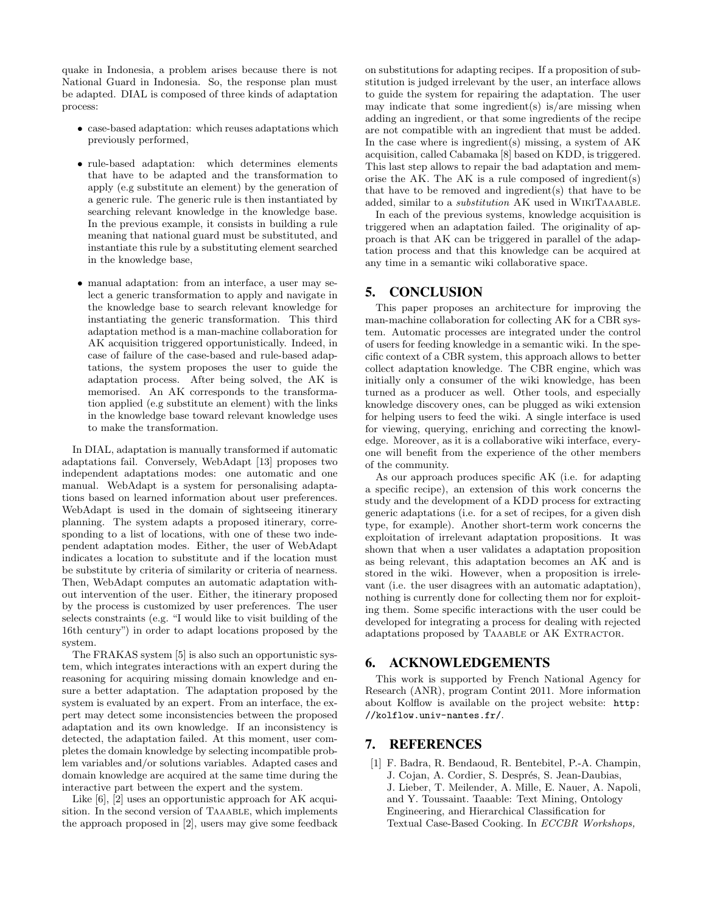quake in Indonesia, a problem arises because there is not National Guard in Indonesia. So, the response plan must be adapted. DIAL is composed of three kinds of adaptation process:

- case-based adaptation: which reuses adaptations which previously performed,
- rule-based adaptation: which determines elements that have to be adapted and the transformation to apply (e.g substitute an element) by the generation of a generic rule. The generic rule is then instantiated by searching relevant knowledge in the knowledge base. In the previous example, it consists in building a rule meaning that national guard must be substituted, and instantiate this rule by a substituting element searched in the knowledge base,
- manual adaptation: from an interface, a user may select a generic transformation to apply and navigate in the knowledge base to search relevant knowledge for instantiating the generic transformation. This third adaptation method is a man-machine collaboration for AK acquisition triggered opportunistically. Indeed, in case of failure of the case-based and rule-based adaptations, the system proposes the user to guide the adaptation process. After being solved, the AK is memorised. An AK corresponds to the transformation applied (e.g substitute an element) with the links in the knowledge base toward relevant knowledge uses to make the transformation.

In DIAL, adaptation is manually transformed if automatic adaptations fail. Conversely, WebAdapt [13] proposes two independent adaptations modes: one automatic and one manual. WebAdapt is a system for personalising adaptations based on learned information about user preferences. WebAdapt is used in the domain of sightseeing itinerary planning. The system adapts a proposed itinerary, corresponding to a list of locations, with one of these two independent adaptation modes. Either, the user of WebAdapt indicates a location to substitute and if the location must be substitute by criteria of similarity or criteria of nearness. Then, WebAdapt computes an automatic adaptation without intervention of the user. Either, the itinerary proposed by the process is customized by user preferences. The user selects constraints (e.g. "I would like to visit building of the 16th century") in order to adapt locations proposed by the system.

The FRAKAS system [5] is also such an opportunistic system, which integrates interactions with an expert during the reasoning for acquiring missing domain knowledge and ensure a better adaptation. The adaptation proposed by the system is evaluated by an expert. From an interface, the expert may detect some inconsistencies between the proposed adaptation and its own knowledge. If an inconsistency is detected, the adaptation failed. At this moment, user completes the domain knowledge by selecting incompatible problem variables and/or solutions variables. Adapted cases and domain knowledge are acquired at the same time during the interactive part between the expert and the system.

Like [6], [2] uses an opportunistic approach for AK acquisition. In the second version of TAAABLE, which implements the approach proposed in [2], users may give some feedback on substitutions for adapting recipes. If a proposition of substitution is judged irrelevant by the user, an interface allows to guide the system for repairing the adaptation. The user may indicate that some ingredient(s) is/are missing when adding an ingredient, or that some ingredients of the recipe are not compatible with an ingredient that must be added. In the case where is ingredient(s) missing, a system of AK acquisition, called Cabamaka [8] based on KDD, is triggered. This last step allows to repair the bad adaptation and memorise the AK. The AK is a rule composed of ingredient(s) that have to be removed and ingredient(s) that have to be added, similar to a *substitution* AK used in WIKITAAABLE.

In each of the previous systems, knowledge acquisition is triggered when an adaptation failed. The originality of approach is that AK can be triggered in parallel of the adaptation process and that this knowledge can be acquired at any time in a semantic wiki collaborative space.

## 5. CONCLUSION

This paper proposes an architecture for improving the man-machine collaboration for collecting AK for a CBR system. Automatic processes are integrated under the control of users for feeding knowledge in a semantic wiki. In the specific context of a CBR system, this approach allows to better collect adaptation knowledge. The CBR engine, which was initially only a consumer of the wiki knowledge, has been turned as a producer as well. Other tools, and especially knowledge discovery ones, can be plugged as wiki extension for helping users to feed the wiki. A single interface is used for viewing, querying, enriching and correcting the knowledge. Moreover, as it is a collaborative wiki interface, everyone will benefit from the experience of the other members of the community.

As our approach produces specific AK (i.e. for adapting a specific recipe), an extension of this work concerns the study and the development of a KDD process for extracting generic adaptations (i.e. for a set of recipes, for a given dish type, for example). Another short-term work concerns the exploitation of irrelevant adaptation propositions. It was shown that when a user validates a adaptation proposition as being relevant, this adaptation becomes an AK and is stored in the wiki. However, when a proposition is irrelevant (i.e. the user disagrees with an automatic adaptation), nothing is currently done for collecting them nor for exploiting them. Some specific interactions with the user could be developed for integrating a process for dealing with rejected adaptations proposed by TAAABLE or AK EXTRACTOR.

## 6. ACKNOWLEDGEMENTS

This work is supported by French National Agency for Research (ANR), program Contint 2011. More information about Kolflow is available on the project website: http://kolflow.univ-nantes.fr/.

## 7. REFERENCES

[1] F. Badra, R. Bendaoud, R. Bentebitel, P.-A. Champin, J. Cojan, A. Cordier, S. Després, S. Jean-Daubias, J. Lieber, T. Meilender, A. Mille, E. Nauer, A. Napoli, and Y. Toussaint. Taaable: Text Mining, Ontology Engineering, and Hierarchical Classification for Textual Case-Based Cooking. In *ECCBR Workshops,*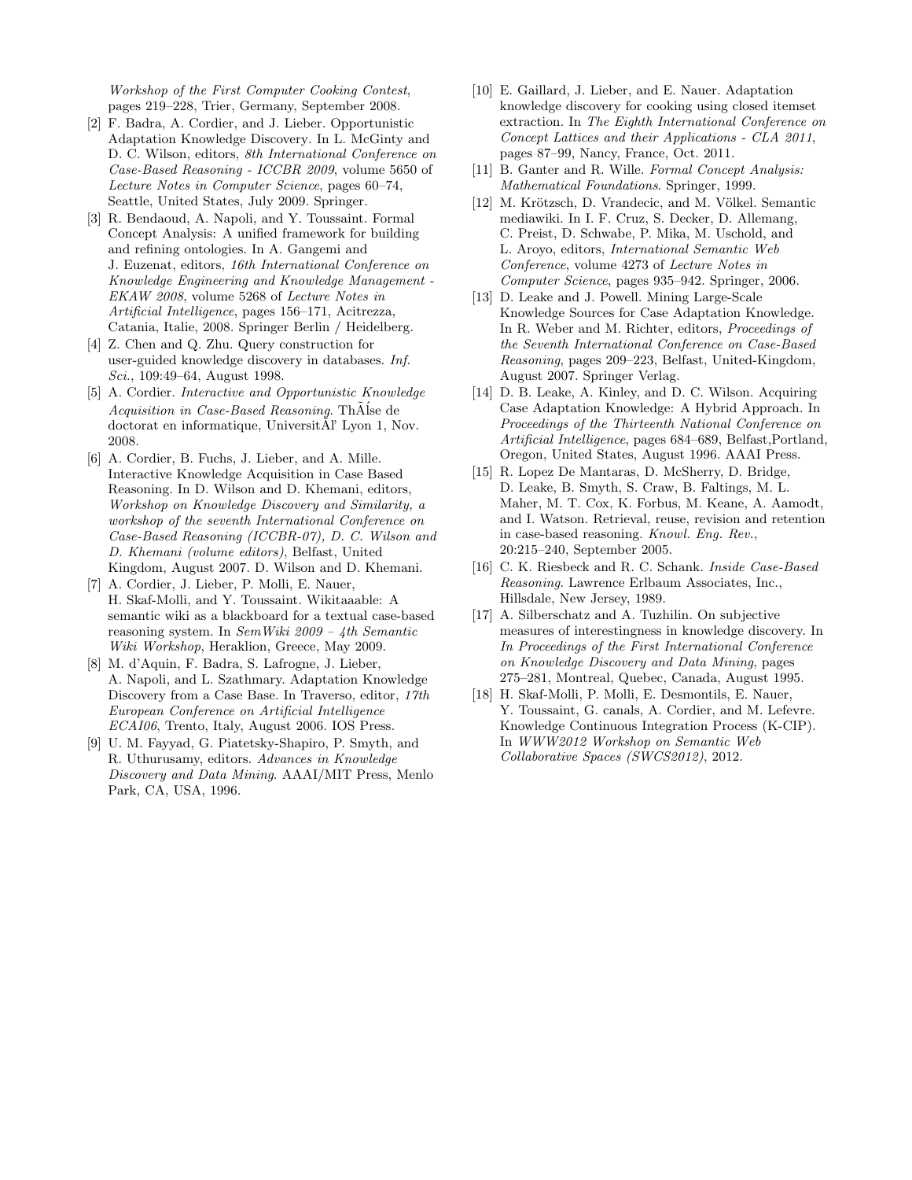*Workshop of the First Computer Cooking Contest*, pages 219–228, Trier, Germany, September 2008.

[2] F. Badra, A. Cordier, and J. Lieber. Opportunistic Adaptation Knowledge Discovery. In L. McGinty and D. C. Wilson, editors, *8th International Conference on Case-Based Reasoning - ICCBR 2009*, volume 5650 of *Lecture Notes in Computer Science*, pages 60–74, Seattle, United States, July 2009. Springer.

[3] R. Bendaoud, A. Napoli, and Y. Toussaint. Formal Concept Analysis: A unified framework for building and refining ontologies. In A. Gangemi and J. Euzenat, editors, *16th International Conference on Knowledge Engineering and Knowledge Management - EKAW 2008*, volume 5268 of *Lecture Notes in Artificial Intelligence*, pages 156–171, Acitrezza, Catania, Italie, 2008. Springer Berlin / Heidelberg.

[4] Z. Chen and Q. Zhu. Query construction for user-guided knowledge discovery in databases. *Inf. Sci.*, 109:49–64, August 1998.

[5] A. Cordier. *Interactive and Opportunistic Knowledge Acquisition in Case-Based Reasoning*. ThÃÍse de doctorat en informatique, UniversitÃľ Lyon 1, Nov. 2008.

[6] A. Cordier, B. Fuchs, J. Lieber, and A. Mille. Interactive Knowledge Acquisition in Case Based Reasoning. In D. Wilson and D. Khemani, editors, *Workshop on Knowledge Discovery and Similarity, a workshop of the seventh International Conference on Case-Based Reasoning (ICCBR-07), D. C. Wilson and D. Khemani (volume editors)*, Belfast, United Kingdom, August 2007. D. Wilson and D. Khemani.

[7] A. Cordier, J. Lieber, P. Molli, E. Nauer, H. Skaf-Molli, and Y. Toussaint. Wikitaaable: A semantic wiki as a blackboard for a textual case-based reasoning system. In *SemWiki 2009 – 4th Semantic Wiki Workshop*, Heraklion, Greece, May 2009.

[8] M. d'Aquin, F. Badra, S. Lafrogne, J. Lieber, A. Napoli, and L. Szathmary. Adaptation Knowledge Discovery from a Case Base. In Traverso, editor, *17th European Conference on Artificial Intelligence ECAI06*, Trento, Italy, August 2006. IOS Press.

[9] U. M. Fayyad, G. Piatetsky-Shapiro, P. Smyth, and R. Uthurusamy, editors. *Advances in Knowledge Discovery and Data Mining*. AAAI/MIT Press, Menlo Park, CA, USA, 1996.

[10] E. Gaillard, J. Lieber, and E. Nauer. Adaptation knowledge discovery for cooking using closed itemset extraction. In *The Eighth International Conference on Concept Lattices and their Applications - CLA 2011*, pages 87–99, Nancy, France, Oct. 2011.

[11] B. Ganter and R. Wille. *Formal Concept Analysis: Mathematical Foundations*. Springer, 1999.

[12] M. Krötzsch, D. Vrandecic, and M. Völkel. Semantic mediawiki. In I. F. Cruz, S. Decker, D. Allemang, C. Preist, D. Schwabe, P. Mika, M. Uschold, and L. Aroyo, editors, *International Semantic Web Conference*, volume 4273 of *Lecture Notes in Computer Science*, pages 935–942. Springer, 2006.

[13] D. Leake and J. Powell. Mining Large-Scale Knowledge Sources for Case Adaptation Knowledge. In R. Weber and M. Richter, editors, *Proceedings of the Seventh International Conference on Case-Based Reasoning*, pages 209–223, Belfast, United-Kingdom, August 2007. Springer Verlag.

[14] D. B. Leake, A. Kinley, and D. C. Wilson. Acquiring Case Adaptation Knowledge: A Hybrid Approach. In *Proceedings of the Thirteenth National Conference on Artificial Intelligence*, pages 684–689, Belfast,Portland, Oregon, United States, August 1996. AAAI Press.

[15] R. Lopez De Mantaras, D. McSherry, D. Bridge, D. Leake, B. Smyth, S. Craw, B. Faltings, M. L. Maher, M. T. Cox, K. Forbus, M. Keane, A. Aamodt, and I. Watson. Retrieval, reuse, revision and retention in case-based reasoning. *Knowl. Eng. Rev.*, 20:215–240, September 2005.

[16] C. K. Riesbeck and R. C. Schank. *Inside Case-Based Reasoning*. Lawrence Erlbaum Associates, Inc., Hillsdale, New Jersey, 1989.

[17] A. Silberschatz and A. Tuzhilin. On subjective measures of interestingness in knowledge discovery. In *In Proceedings of the First International Conference on Knowledge Discovery and Data Mining*, pages 275–281, Montreal, Quebec, Canada, August 1995.

[18] H. Skaf-Molli, P. Molli, E. Desmontils, E. Nauer, Y. Toussaint, G. canals, A. Cordier, and M. Lefevre. Knowledge Continuous Integration Process (K-CIP). In *WWW2012 Workshop on Semantic Web Collaborative Spaces (SWCS2012)*, 2012.